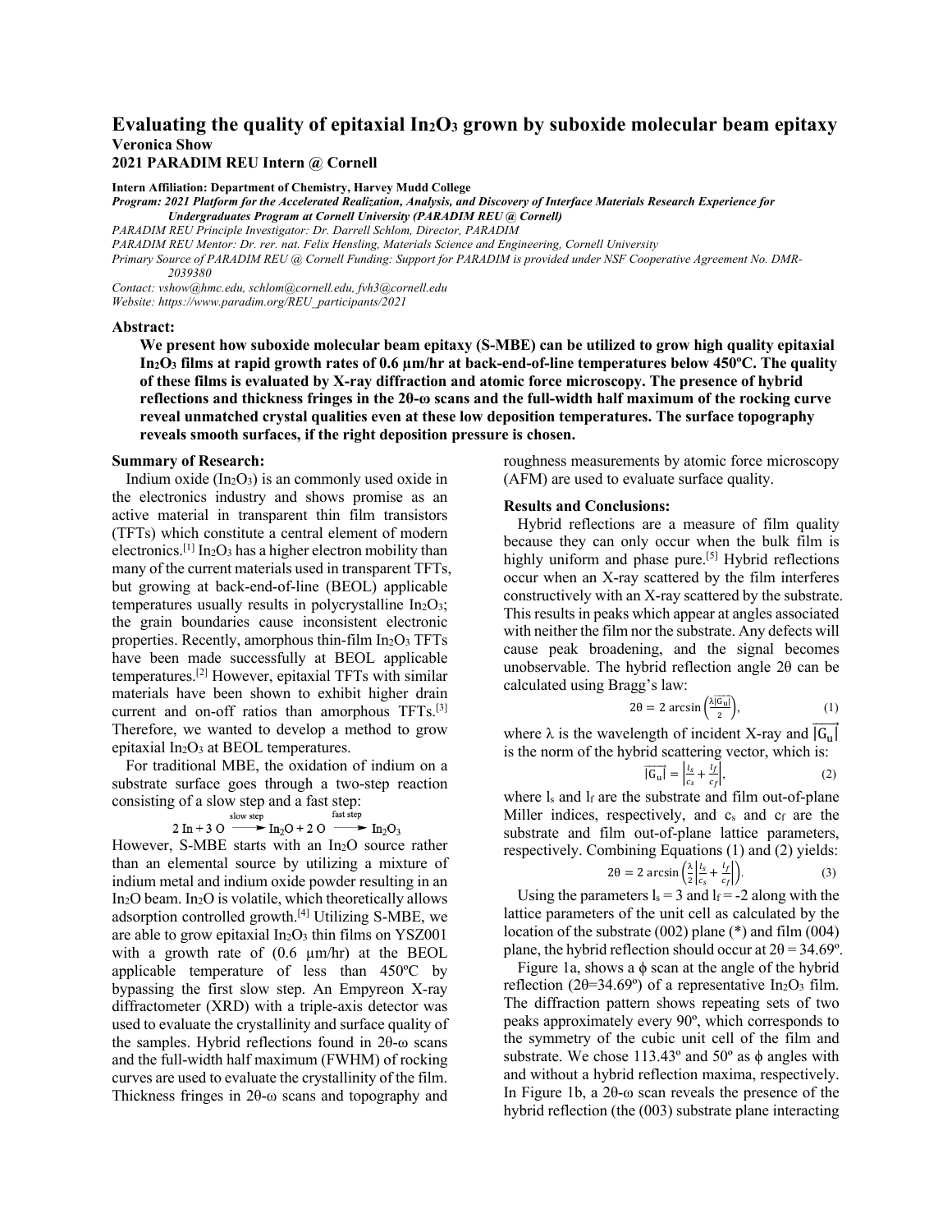# Evaluating the quality of epitaxial $In_2O_3$ grown by suboxide molecular beam epitaxy

**Veronica Show**

**2021 PARADIM REU Intern @ Cornell**

**Intern Affiliation: Department of Chemistry, Harvey Mudd College**

***Program: 2021 Platform for the Accelerated Realization, Analysis, and Discovery of Interface Materials Research Experience for Undergraduates Program at Cornell University (PARADIM REU @ Cornell)***

*PARADIM REU Principle Investigator: Dr. Darrell Schlom, Director, PARADIM*

*PARADIM REU Mentor: Dr. rer. nat. Felix Hensling, Materials Science and Engineering, Cornell University*

*Primary Source of PARADIM REU @ Cornell Funding: Support for PARADIM is provided under NSF Cooperative Agreement No. DMR-2039380*

*Contact: vshow@hmc.edu, schlom@cornell.edu, fvh3@cornell.edu*

*Website: https://www.paradim.org/REU_participants/2021*

## Abstract:

**We present how suboxide molecular beam epitaxy (S-MBE) can be utilized to grow high quality epitaxial $In_2O_3$ films at rapid growth rates of 0.6 µm/hr at back-end-of-line temperatures below 450ºC. The quality of these films is evaluated by X-ray diffraction and atomic force microscopy. The presence of hybrid reflections and thickness fringes in the 2θ-ω scans and the full-width half maximum of the rocking curve reveal unmatched crystal qualities even at these low deposition temperatures. The surface topography reveals smooth surfaces, if the right deposition pressure is chosen.**

## Summary of Research:

Indium oxide ($In_2O_3$) is an commonly used oxide in the electronics industry and shows promise as an active material in transparent thin film transistors (TFTs) which constitute a central element of modern electronics.[1] $In_2O_3$ has a higher electron mobility than many of the current materials used in transparent TFTs, but growing at back-end-of-line (BEOL) applicable temperatures usually results in polycrystalline $In_2O_3$; the grain boundaries cause inconsistent electronic properties. Recently, amorphous thin-film $In_2O_3$ TFTs have been made successfully at BEOL applicable temperatures.[2] However, epitaxial TFTs with similar materials have been shown to exhibit higher drain current and on-off ratios than amorphous TFTs.[3] Therefore, we wanted to develop a method to grow epitaxial $In_2O_3$ at BEOL temperatures.

For traditional MBE, the oxidation of indium on a substrate surface goes through a two-step reaction consisting of a slow step and a fast step:

$$2\,In + 3\,O \xrightarrow{\text{slow step}} In_2O + 2\,O \xrightarrow{\text{fast step}} In_2O_3$$

However, S-MBE starts with an $In_2O$ source rather than an elemental source by utilizing a mixture of indium metal and indium oxide powder resulting in an $In_2O$ beam. $In_2O$ is volatile, which theoretically allows adsorption controlled growth.[4] Utilizing S-MBE, we are able to grow epitaxial $In_2O_3$ thin films on YSZ001 with a growth rate of (0.6 µm/hr) at the BEOL applicable temperature of less than 450ºC by bypassing the first slow step. An Empyreon X-ray diffractometer (XRD) with a triple-axis detector was used to evaluate the crystallinity and surface quality of the samples. Hybrid reflections found in 2θ-ω scans and the full-width half maximum (FWHM) of rocking curves are used to evaluate the crystallinity of the film. Thickness fringes in 2θ-ω scans and topography and roughness measurements by atomic force microscopy (AFM) are used to evaluate surface quality.

## Results and Conclusions:

Hybrid reflections are a measure of film quality because they can only occur when the bulk film is highly uniform and phase pure.[5] Hybrid reflections occur when an X-ray scattered by the film interferes constructively with an X-ray scattered by the substrate. This results in peaks which appear at angles associated with neither the film nor the substrate. Any defects will cause peak broadening, and the signal becomes unobservable. The hybrid reflection angle 2θ can be calculated using Bragg's law:

$$2\theta = 2\arcsin\left(\frac{\lambda\left|\overrightarrow{G_u}\right|}{2}\right), \tag{1}$$

where λ is the wavelength of incident X-ray and $\left|\overrightarrow{G_u}\right|$ is the norm of the hybrid scattering vector, which is:

$$\left|\overrightarrow{G_u}\right| = \left|\frac{l_s}{c_s} + \frac{l_f}{c_f}\right|, \tag{2}$$

where $l_s$ and $l_f$ are the substrate and film out-of-plane Miller indices, respectively, and $c_s$ and $c_f$ are the substrate and film out-of-plane lattice parameters, respectively. Combining Equations (1) and (2) yields:

$$2\theta = 2\arcsin\left(\frac{\lambda}{2}\left|\frac{l_s}{c_s} + \frac{l_f}{c_f}\right|\right). \tag{3}$$

Using the parameters $l_s = 3$ and $l_f = -2$ along with the lattice parameters of the unit cell as calculated by the location of the substrate (002) plane (*) and film (004) plane, the hybrid reflection should occur at 2θ = 34.69º.

Figure 1a, shows a ϕ scan at the angle of the hybrid reflection (2θ=34.69º) of a representative $In_2O_3$ film. The diffraction pattern shows repeating sets of two peaks approximately every 90º, which corresponds to the symmetry of the cubic unit cell of the film and substrate. We chose 113.43º and 50º as ϕ angles with and without a hybrid reflection maxima, respectively. In Figure 1b, a 2θ-ω scan reveals the presence of the hybrid reflection (the (003) substrate plane interacting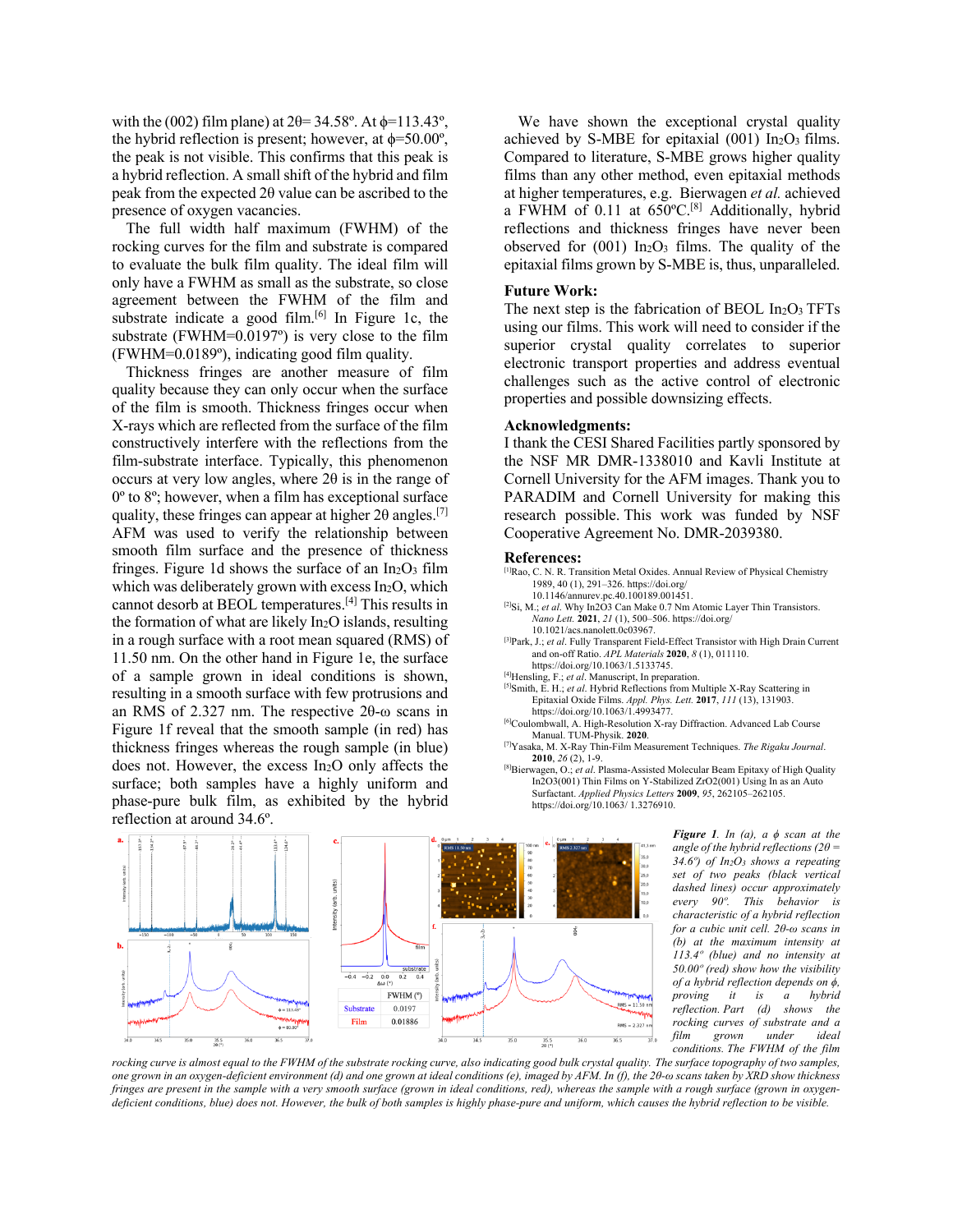with the (002) film plane) at 2θ= 34.58º. At ϕ=113.43º, the hybrid reflection is present; however, at ϕ=50.00º, the peak is not visible. This confirms that this peak is a hybrid reflection. A small shift of the hybrid and film peak from the expected 2θ value can be ascribed to the presence of oxygen vacancies.

The full width half maximum (FWHM) of the rocking curves for the film and substrate is compared to evaluate the bulk film quality. The ideal film will only have a FWHM as small as the substrate, so close agreement between the FWHM of the film and substrate indicate a good film.[6] In Figure 1c, the substrate (FWHM=0.0197º) is very close to the film (FWHM=0.0189º), indicating good film quality.

Thickness fringes are another measure of film quality because they can only occur when the surface of the film is smooth. Thickness fringes occur when X-rays which are reflected from the surface of the film constructively interfere with the reflections from the film-substrate interface. Typically, this phenomenon occurs at very low angles, where 2θ is in the range of 0º to 8º; however, when a film has exceptional surface quality, these fringes can appear at higher 2θ angles.[7] AFM was used to verify the relationship between smooth film surface and the presence of thickness fringes. Figure 1d shows the surface of an $In_2O_3$ film which was deliberately grown with excess $In_2O$, which cannot desorb at BEOL temperatures.[4] This results in the formation of what are likely $In_2O$ islands, resulting in a rough surface with a root mean squared (RMS) of 11.50 nm. On the other hand in Figure 1e, the surface of a sample grown in ideal conditions is shown, resulting in a smooth surface with few protrusions and an RMS of 2.327 nm. The respective 2θ-ω scans in Figure 1f reveal that the smooth sample (in red) has thickness fringes whereas the rough sample (in blue) does not. However, the excess $In_2O$ only affects the surface; both samples have a highly uniform and phase-pure bulk film, as exhibited by the hybrid reflection at around 34.6º.

We have shown the exceptional crystal quality achieved by S-MBE for epitaxial (001) $In_2O_3$ films. Compared to literature, S-MBE grows higher quality films than any other method, even epitaxial methods at higher temperatures, e.g. Bierwagen *et al.* achieved a FWHM of 0.11 at 650ºC.[8] Additionally, hybrid reflections and thickness fringes have never been observed for (001) $In_2O_3$ films. The quality of the epitaxial films grown by S-MBE is, thus, unparalleled.

## Future Work:

The next step is the fabrication of BEOL $In_2O_3$ TFTs using our films. This work will need to consider if the superior crystal quality correlates to superior electronic transport properties and address eventual challenges such as the active control of electronic properties and possible downsizing effects.

## Acknowledgments:

I thank the CESI Shared Facilities partly sponsored by the NSF MR DMR-1338010 and Kavli Institute at Cornell University for the AFM images. Thank you to PARADIM and Cornell University for making this research possible. This work was funded by NSF Cooperative Agreement No. DMR-2039380.

## References:

[1] Rao, C. N. R. Transition Metal Oxides. Annual Review of Physical Chemistry 1989, 40 (1), 291–326. https://doi.org/10.1146/annurev.pc.40.100189.001451.

[2] Si, M.; *et al.* Why In2O3 Can Make 0.7 Nm Atomic Layer Thin Transistors. *Nano Lett.* **2021**, *21* (1), 500–506. https://doi.org/10.1021/acs.nanolett.0c03967.

[3] Park, J.; *et al.* Fully Transparent Field-Effect Transistor with High Drain Current and on-off Ratio. *APL Materials* **2020**, *8* (1), 011110. https://doi.org/10.1063/1.5133745.

[4] Hensling, F.; *et al.* Manuscript, In preparation.

[5] Smith, E. H.; *et al.* Hybrid Reflections from Multiple X-Ray Scattering in Epitaxial Oxide Films. *Appl. Phys. Lett.* **2017**, *111* (13), 131903. https://doi.org/10.1063/1.4993477.

[6] Coulombwall, A. High-Resolution X-ray Diffraction. Advanced Lab Course Manual. **TUM-Physik. 2020**.

[7] Yasaka, M. X-Ray Thin-Film Measurement Techniques. *The Rigaku Journal*. **2010**, *26* (2), 1-9.

[8] Bierwagen, O.; *et al.* Plasma-Assisted Molecular Beam Epitaxy of High Quality In2O3(001) Thin Films on Y-Stabilized ZrO2(001) Using In as an Auto Surfactant. *Applied Physics Letters* **2009**, *95*, 262105–262105. https://doi.org/10.1063/ 1.3276910.

| | FWHM (º) |
|---|---|
| Substrate | 0.0197 |
| Film | 0.01886 |

***Figure 1**. In (a), a ϕ scan at the angle of the hybrid reflections (2θ = 34.6º) of $In_2O_3$ shows a repeating set of two peaks (black vertical dashed lines) occur approximately every 90º. This behavior is characteristic of a hybrid reflection for a cubic unit cell. 2θ-ω scans in (b) at the maximum intensity at 113.4º (blue) and no intensity at 50.00º (red) show how the visibility of a hybrid reflection depends on ϕ, proving it is a hybrid reflection. Part (d) shows the rocking curves of substrate and a film grown under ideal conditions. The FWHM of the film rocking curve is almost equal to the FWHM of the substrate rocking curve, also indicating good bulk crystal quality. The surface topography of two samples, one grown in an oxygen-deficient environment (d) and one grown at ideal conditions (e), imaged by AFM. In (f), the 2θ-ω scans taken by XRD show thickness fringes are present in the sample with a very smooth surface (grown in ideal conditions, red), whereas the sample with a rough surface (grown in oxygen-deficient conditions, blue) does not. However, the bulk of both samples is highly phase-pure and uniform, which causes the hybrid reflection to be visible.*